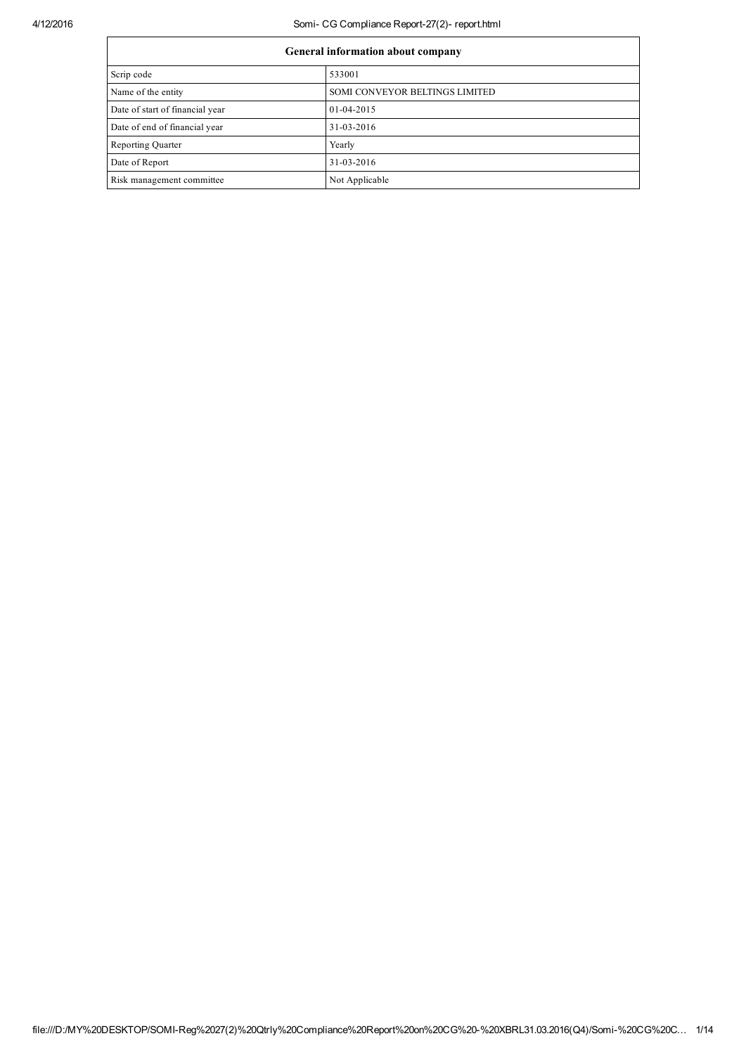| General information about company | |
|---|---|
| Scrip code | 533001 |
| Name of the entity | SOMI CONVEYOR BELTINGS LIMITED |
| Date of start of financial year | 01-04-2015 |
| Date of end of financial year | 31-03-2016 |
| Reporting Quarter | Yearly |
| Date of Report | 31-03-2016 |
| Risk management committee | Not Applicable |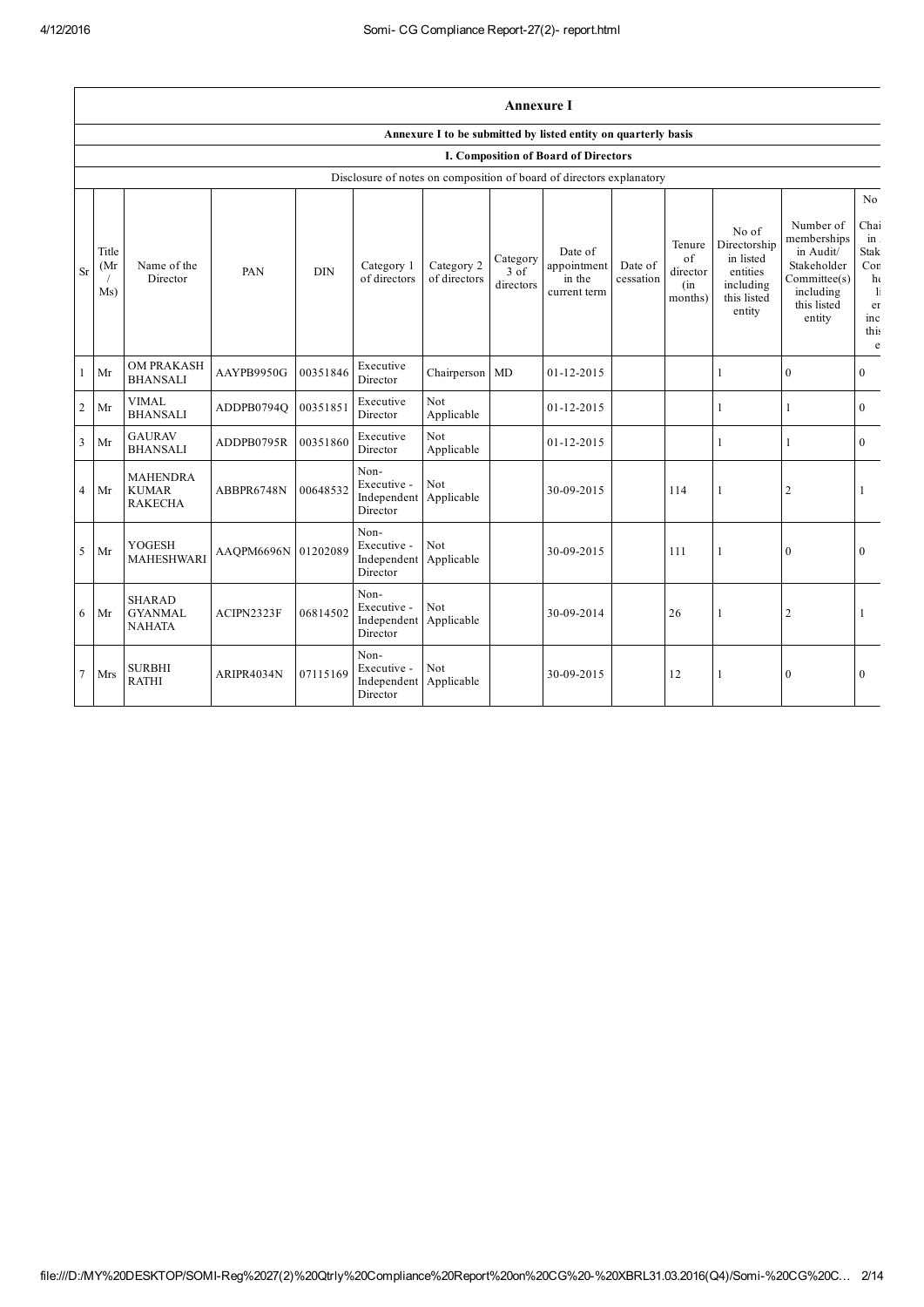# Annexure I

## Annexure I to be submitted by listed entity on quarterly basis

### I. Composition of Board of Directors

Disclosure of notes on composition of board of directors explanatory

| Sr | Title (Mr / Ms) | Name of the Director | PAN | DIN | Category 1 of directors | Category 2 of directors | Category 3 of directors | Date of appointment in the current term | Date of cessation | Tenure of director (in months) | No of Directorship in listed entities including this listed entity | Number of memberships in Audit/ Stakeholder Committee(s) including this listed entity | No Chai in Stak Con h l er inc this e |
|---|---|---|---|---|---|---|---|---|---|---|---|---|---|
| 1 | Mr | OM PRAKASH BHANSALI | AAYPB9950G | 00351846 | Executive Director | Chairperson | MD | 01-12-2015 | | | 1 | 0 | 0 |
| 2 | Mr | VIMAL BHANSALI | ADDPB0794Q | 00351851 | Executive Director | Not Applicable | | 01-12-2015 | | | 1 | 1 | 0 |
| 3 | Mr | GAURAV BHANSALI | ADDPB0795R | 00351860 | Executive Director | Not Applicable | | 01-12-2015 | | | 1 | 1 | 0 |
| 4 | Mr | MAHENDRA KUMAR RAKECHA | ABBPR6748N | 00648532 | Non-Executive - Independent Director | Not Applicable | | 30-09-2015 | | 114 | 1 | 2 | 1 |
| 5 | Mr | YOGESH MAHESHWARI | AAQPM6696N | 01202089 | Non-Executive - Independent Director | Not Applicable | | 30-09-2015 | | 111 | 1 | 0 | 0 |
| 6 | Mr | SHARAD GYANMAL NAHATA | ACIPN2323F | 06814502 | Non-Executive - Independent Director | Not Applicable | | 30-09-2014 | | 26 | 1 | 2 | 1 |
| 7 | Mrs | SURBHI RATHI | ARIPR4034N | 07115169 | Non-Executive - Independent Director | Not Applicable | | 30-09-2015 | | 12 | 1 | 0 | 0 |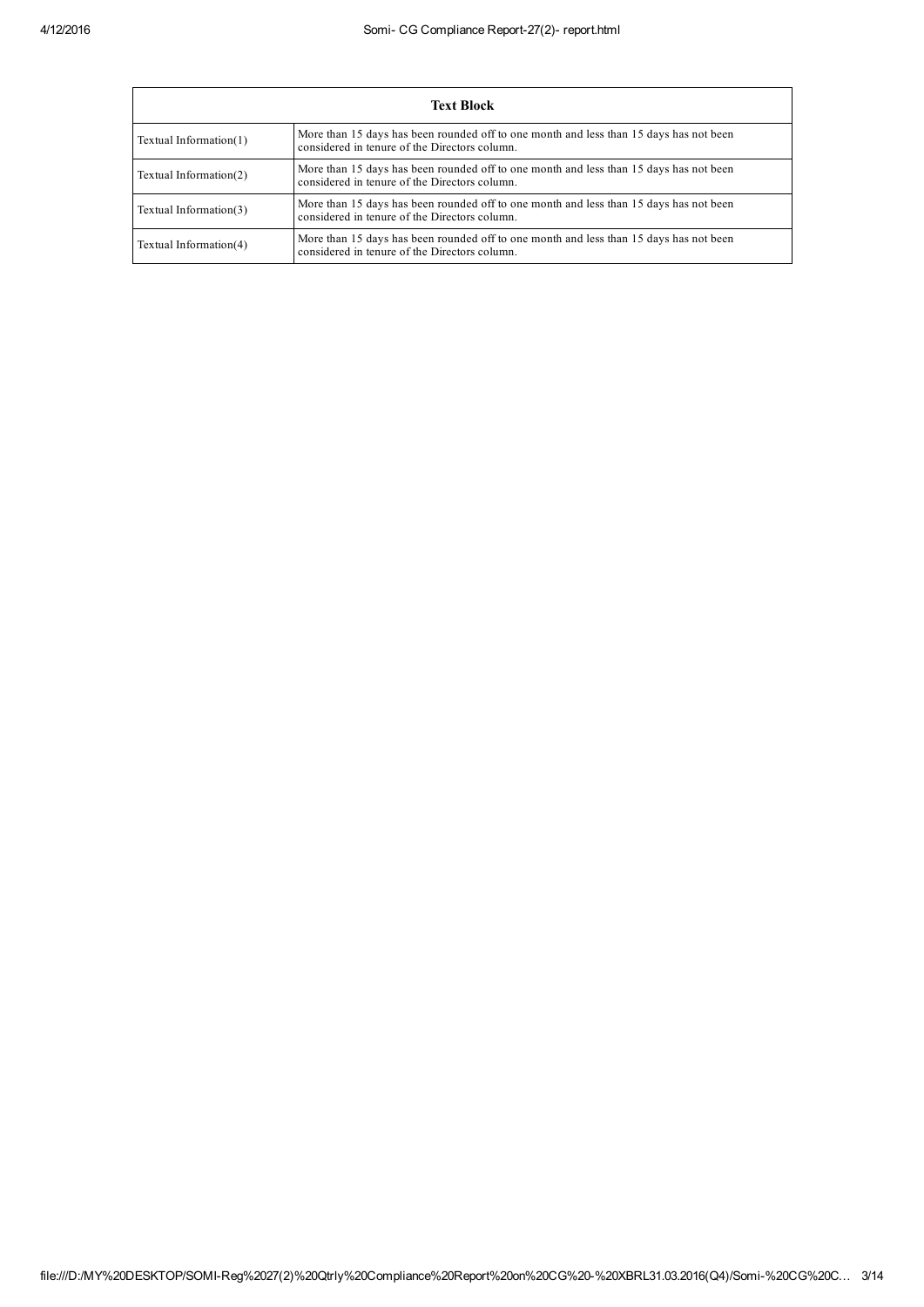| Text Block | |
|---|---|
| Textual Information(1) | More than 15 days has been rounded off to one month and less than 15 days has not been considered in tenure of the Directors column. |
| Textual Information(2) | More than 15 days has been rounded off to one month and less than 15 days has not been considered in tenure of the Directors column. |
| Textual Information(3) | More than 15 days has been rounded off to one month and less than 15 days has not been considered in tenure of the Directors column. |
| Textual Information(4) | More than 15 days has been rounded off to one month and less than 15 days has not been considered in tenure of the Directors column. |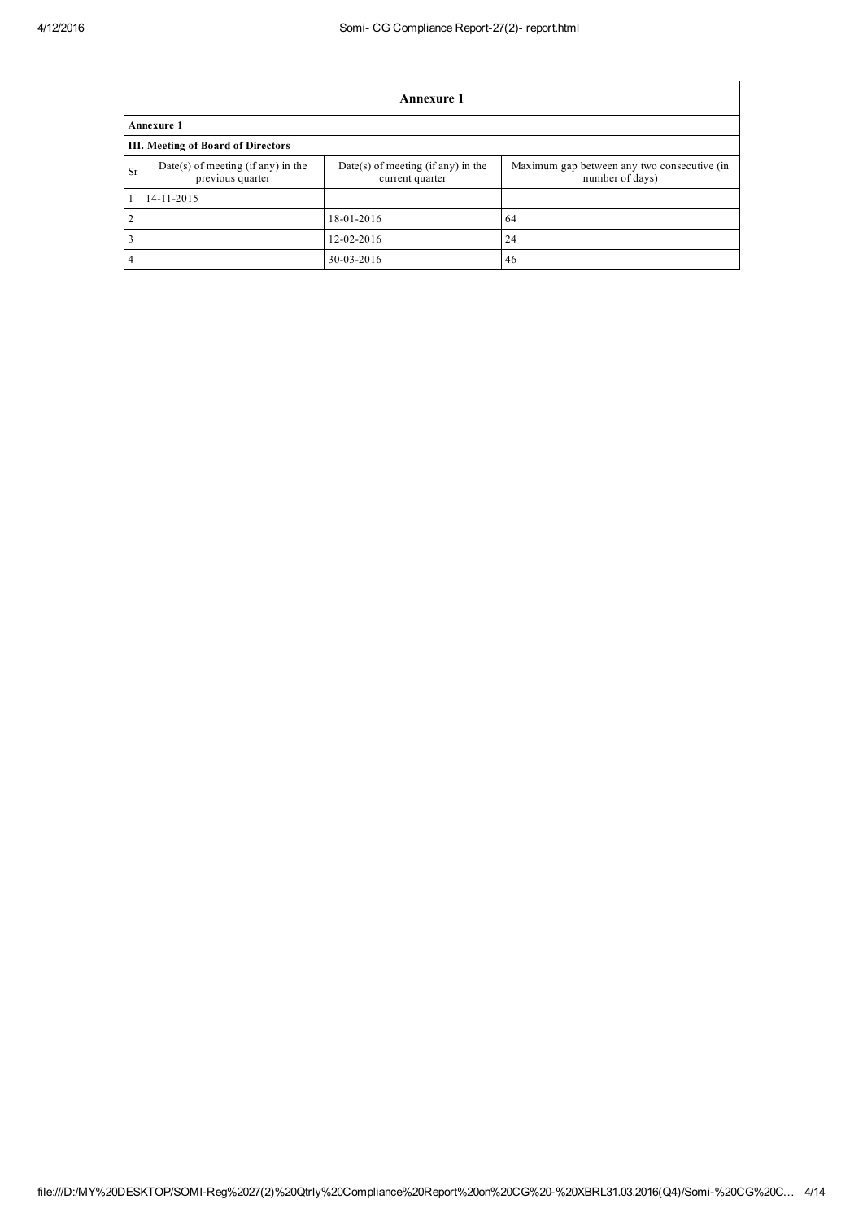| Annexure 1 | | | |
|---|---|---|---|
| **Annexure 1** | | | |
| **III. Meeting of Board of Directors** | | | |
| Sr | Date(s) of meeting (if any) in the previous quarter | Date(s) of meeting (if any) in the current quarter | Maximum gap between any two consecutive (in number of days) |
| 1 | 14-11-2015 | | |
| 2 | | 18-01-2016 | 64 |
| 3 | | 12-02-2016 | 24 |
| 4 | | 30-03-2016 | 46 |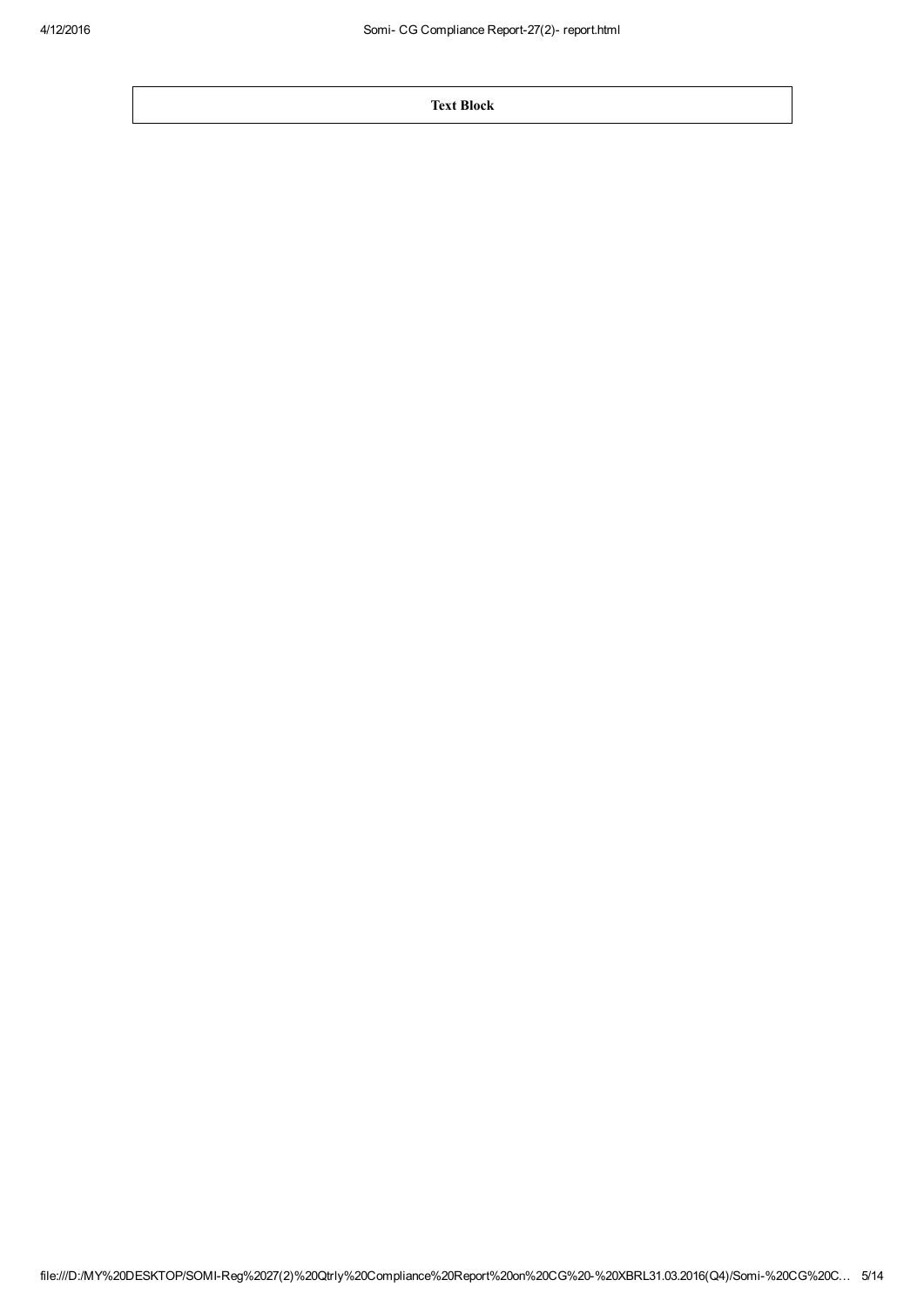| Text Block |
| --- |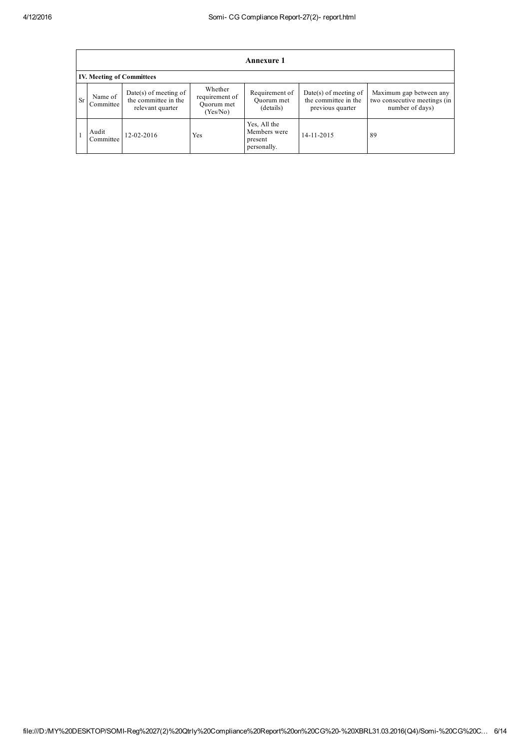# Annexure 1

## IV. Meeting of Committees

| Sr | Name of Committee | Date(s) of meeting of the committee in the relevant quarter | Whether requirement of Quorum met (Yes/No) | Requirement of Quorum met (details) | Date(s) of meeting of the committee in the previous quarter | Maximum gap between any two consecutive meetings (in number of days) |
|---|---|---|---|---|---|---|
| 1 | Audit Committee | 12-02-2016 | Yes | Yes, All the Members were present personally. | 14-11-2015 | 89 |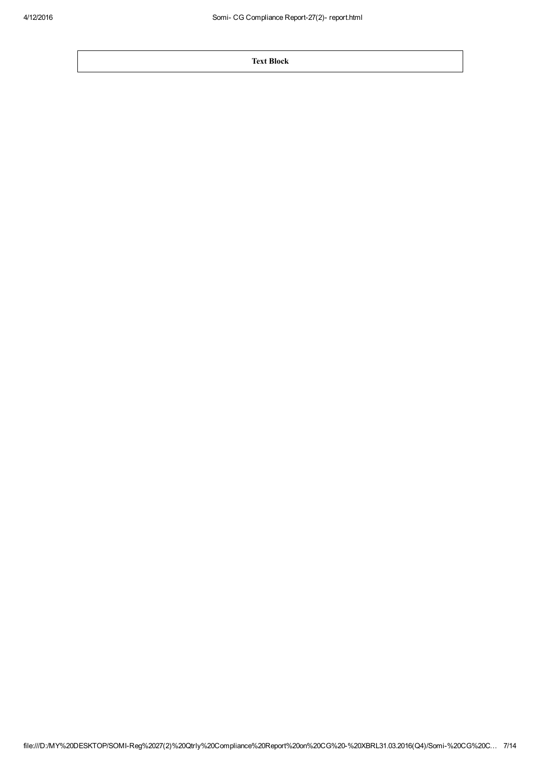| Text Block |
| --- |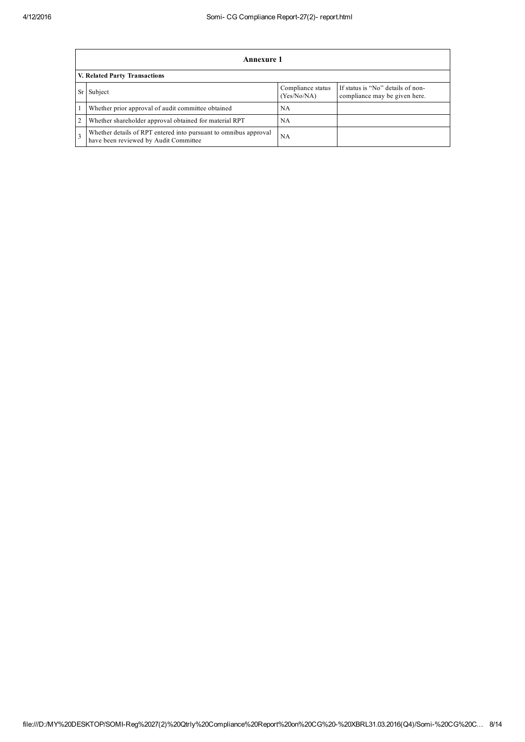## Annexure 1

### V. Related Party Transactions

| Sr | Subject | Compliance status (Yes/No/NA) | If status is "No" details of non-compliance may be given here. |
|---|---|---|---|
| 1 | Whether prior approval of audit committee obtained | NA | |
| 2 | Whether shareholder approval obtained for material RPT | NA | |
| 3 | Whether details of RPT entered into pursuant to omnibus approval have been reviewed by Audit Committee | NA | |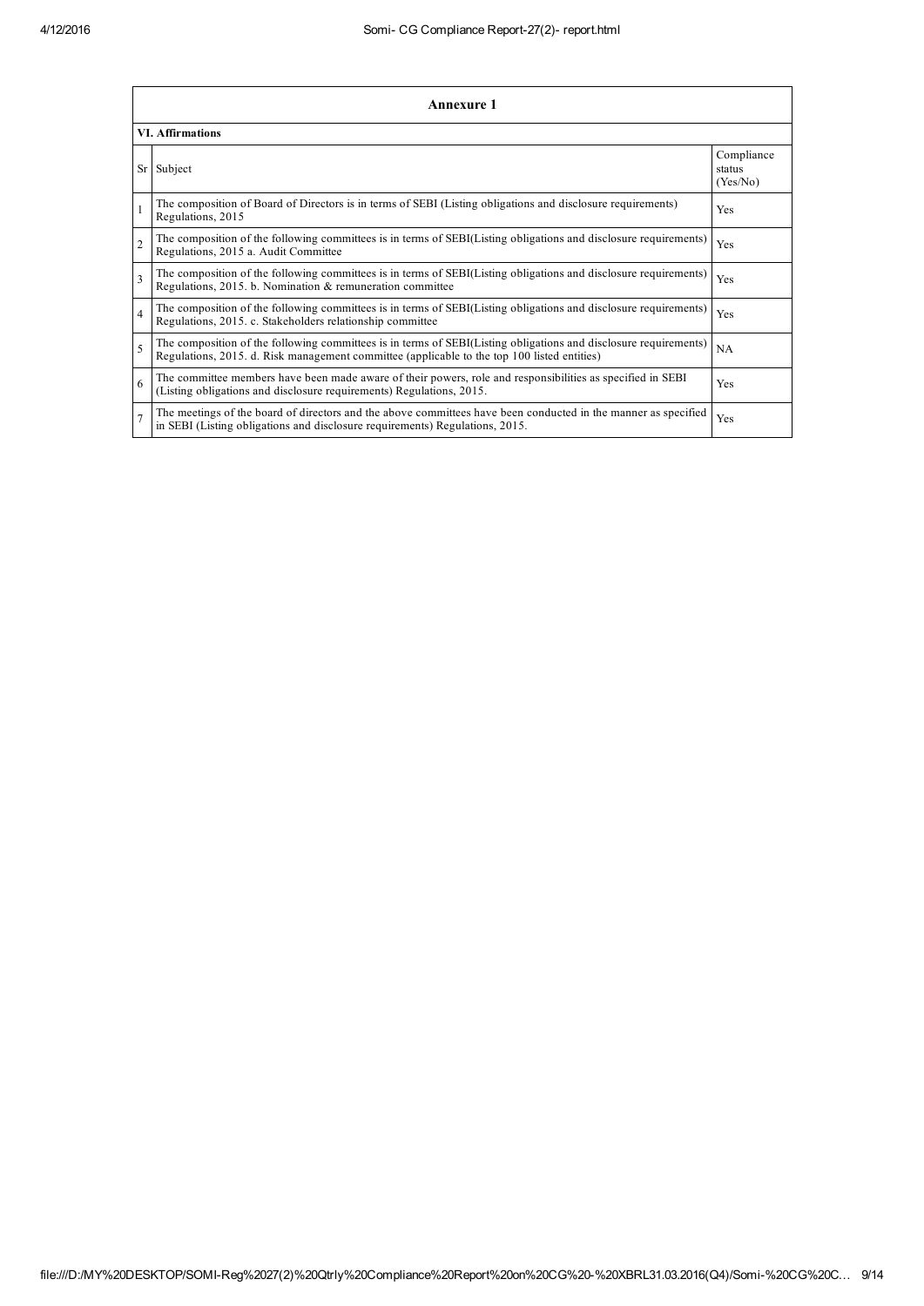## Annexure 1

### VI. Affirmations

| Sr | Subject | Compliance status (Yes/No) |
|---|---|---|
| 1 | The composition of Board of Directors is in terms of SEBI (Listing obligations and disclosure requirements) Regulations, 2015 | Yes |
| 2 | The composition of the following committees is in terms of SEBI(Listing obligations and disclosure requirements) Regulations, 2015 a. Audit Committee | Yes |
| 3 | The composition of the following committees is in terms of SEBI(Listing obligations and disclosure requirements) Regulations, 2015. b. Nomination & remuneration committee | Yes |
| 4 | The composition of the following committees is in terms of SEBI(Listing obligations and disclosure requirements) Regulations, 2015. c. Stakeholders relationship committee | Yes |
| 5 | The composition of the following committees is in terms of SEBI(Listing obligations and disclosure requirements) Regulations, 2015. d. Risk management committee (applicable to the top 100 listed entities) | NA |
| 6 | The committee members have been made aware of their powers, role and responsibilities as specified in SEBI (Listing obligations and disclosure requirements) Regulations, 2015. | Yes |
| 7 | The meetings of the board of directors and the above committees have been conducted in the manner as specified in SEBI (Listing obligations and disclosure requirements) Regulations, 2015. | Yes |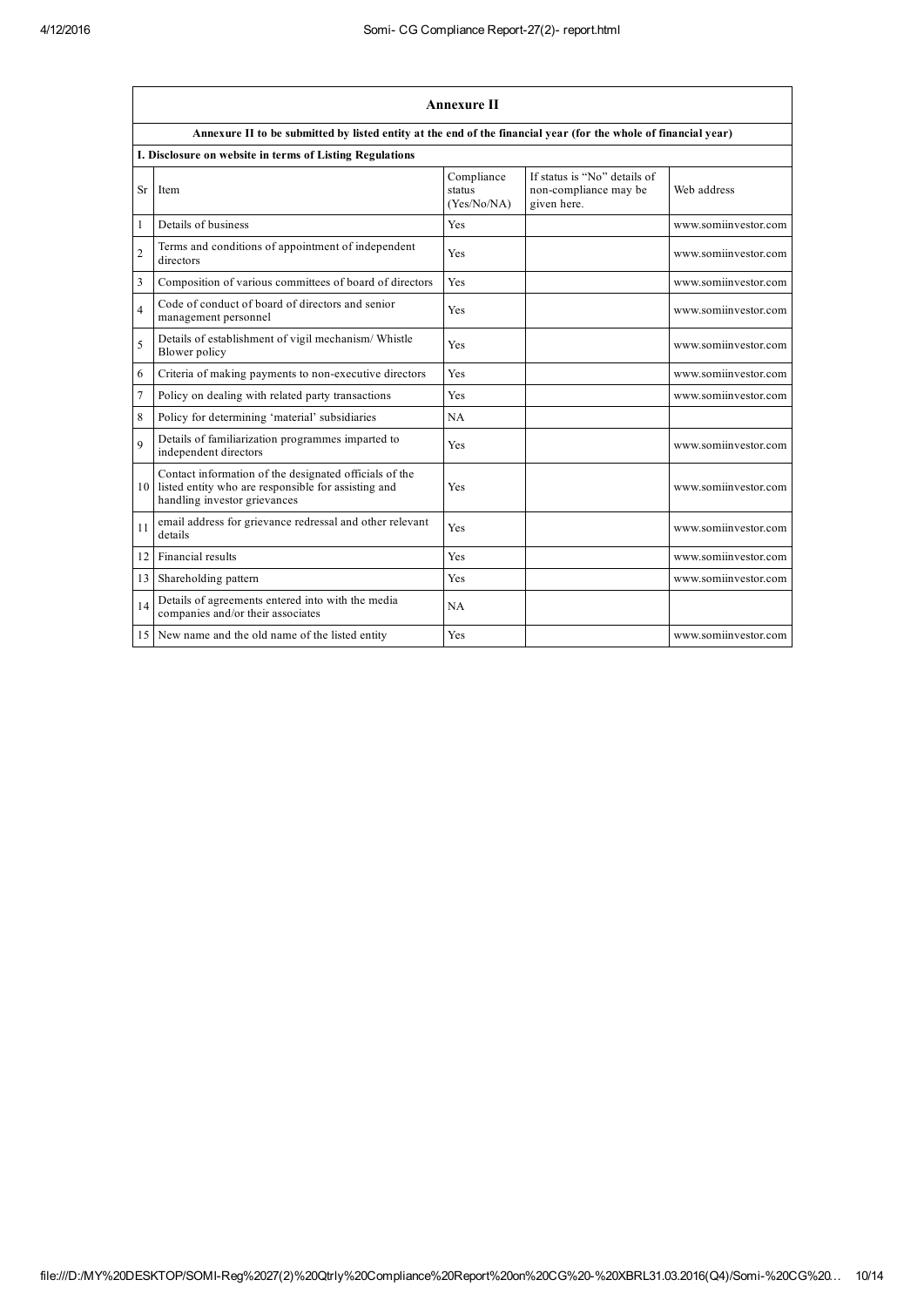## Annexure II

**Annexure II to be submitted by listed entity at the end of the financial year (for the whole of financial year)**

**I. Disclosure on website in terms of Listing Regulations**

| Sr | Item | Compliance status (Yes/No/NA) | If status is "No" details of non-compliance may be given here. | Web address |
|---|---|---|---|---|
| 1 | Details of business | Yes | | www.somiinvestor.com |
| 2 | Terms and conditions of appointment of independent directors | Yes | | www.somiinvestor.com |
| 3 | Composition of various committees of board of directors | Yes | | www.somiinvestor.com |
| 4 | Code of conduct of board of directors and senior management personnel | Yes | | www.somiinvestor.com |
| 5 | Details of establishment of vigil mechanism/ Whistle Blower policy | Yes | | www.somiinvestor.com |
| 6 | Criteria of making payments to non-executive directors | Yes | | www.somiinvestor.com |
| 7 | Policy on dealing with related party transactions | Yes | | www.somiinvestor.com |
| 8 | Policy for determining 'material' subsidiaries | NA | | |
| 9 | Details of familiarization programmes imparted to independent directors | Yes | | www.somiinvestor.com |
| 10 | Contact information of the designated officials of the listed entity who are responsible for assisting and handling investor grievances | Yes | | www.somiinvestor.com |
| 11 | email address for grievance redressal and other relevant details | Yes | | www.somiinvestor.com |
| 12 | Financial results | Yes | | www.somiinvestor.com |
| 13 | Shareholding pattern | Yes | | www.somiinvestor.com |
| 14 | Details of agreements entered into with the media companies and/or their associates | NA | | |
| 15 | New name and the old name of the listed entity | Yes | | www.somiinvestor.com |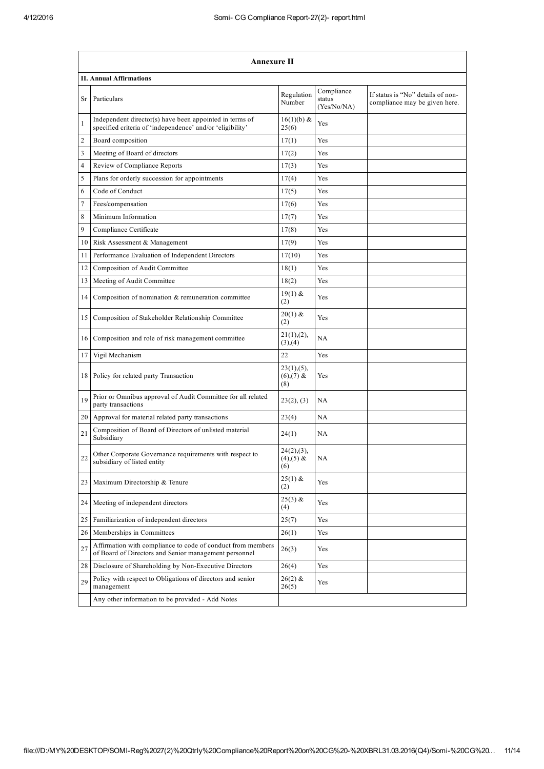## Annexure II

### II. Annual Affirmations

| Sr | Particulars | Regulation Number | Compliance status (Yes/No/NA) | If status is "No" details of non-compliance may be given here. |
|---|---|---|---|---|
| 1 | Independent director(s) have been appointed in terms of specified criteria of 'independence' and/or 'eligibility' | 16(1)(b) & 25(6) | Yes | |
| 2 | Board composition | 17(1) | Yes | |
| 3 | Meeting of Board of directors | 17(2) | Yes | |
| 4 | Review of Compliance Reports | 17(3) | Yes | |
| 5 | Plans for orderly succession for appointments | 17(4) | Yes | |
| 6 | Code of Conduct | 17(5) | Yes | |
| 7 | Fees/compensation | 17(6) | Yes | |
| 8 | Minimum Information | 17(7) | Yes | |
| 9 | Compliance Certificate | 17(8) | Yes | |
| 10 | Risk Assessment & Management | 17(9) | Yes | |
| 11 | Performance Evaluation of Independent Directors | 17(10) | Yes | |
| 12 | Composition of Audit Committee | 18(1) | Yes | |
| 13 | Meeting of Audit Committee | 18(2) | Yes | |
| 14 | Composition of nomination & remuneration committee | 19(1) & (2) | Yes | |
| 15 | Composition of Stakeholder Relationship Committee | 20(1) & (2) | Yes | |
| 16 | Composition and role of risk management committee | 21(1),(2),(3),(4) | NA | |
| 17 | Vigil Mechanism | 22 | Yes | |
| 18 | Policy for related party Transaction | 23(1),(5),(6),(7) & (8) | Yes | |
| 19 | Prior or Omnibus approval of Audit Committee for all related party transactions | 23(2), (3) | NA | |
| 20 | Approval for material related party transactions | 23(4) | NA | |
| 21 | Composition of Board of Directors of unlisted material Subsidiary | 24(1) | NA | |
| 22 | Other Corporate Governance requirements with respect to subsidiary of listed entity | 24(2),(3),(4),(5) & (6) | NA | |
| 23 | Maximum Directorship & Tenure | 25(1) & (2) | Yes | |
| 24 | Meeting of independent directors | 25(3) & (4) | Yes | |
| 25 | Familiarization of independent directors | 25(7) | Yes | |
| 26 | Memberships in Committees | 26(1) | Yes | |
| 27 | Affirmation with compliance to code of conduct from members of Board of Directors and Senior management personnel | 26(3) | Yes | |
| 28 | Disclosure of Shareholding by Non-Executive Directors | 26(4) | Yes | |
| 29 | Policy with respect to Obligations of directors and senior management | 26(2) & 26(5) | Yes | |
| | Any other information to be provided - Add Notes | | | |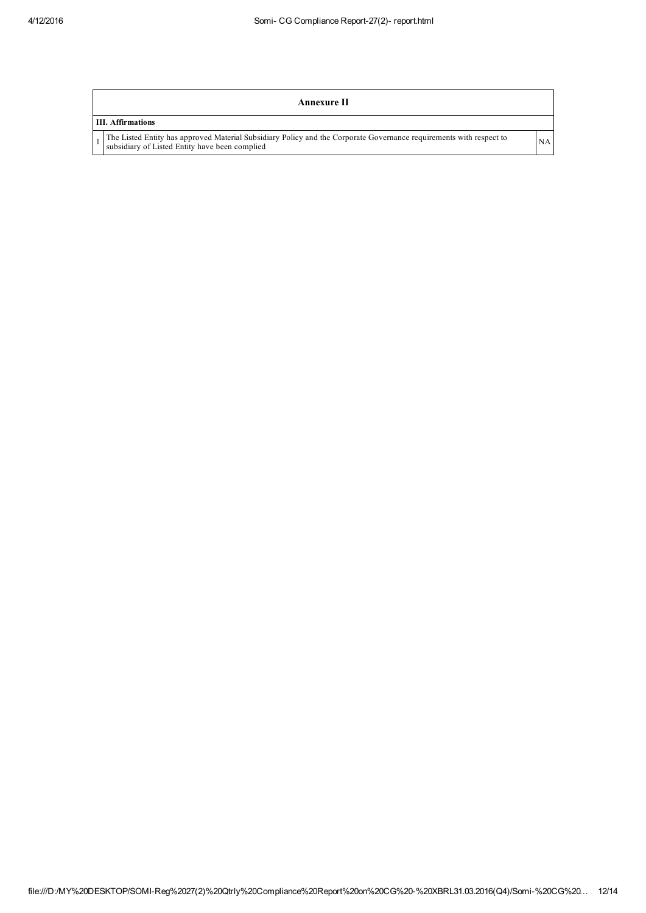| Annexure II | | |
|---|---|---|
| **III. Affirmations** | | |
| 1 | The Listed Entity has approved Material Subsidiary Policy and the Corporate Governance requirements with respect to subsidiary of Listed Entity have been complied | NA |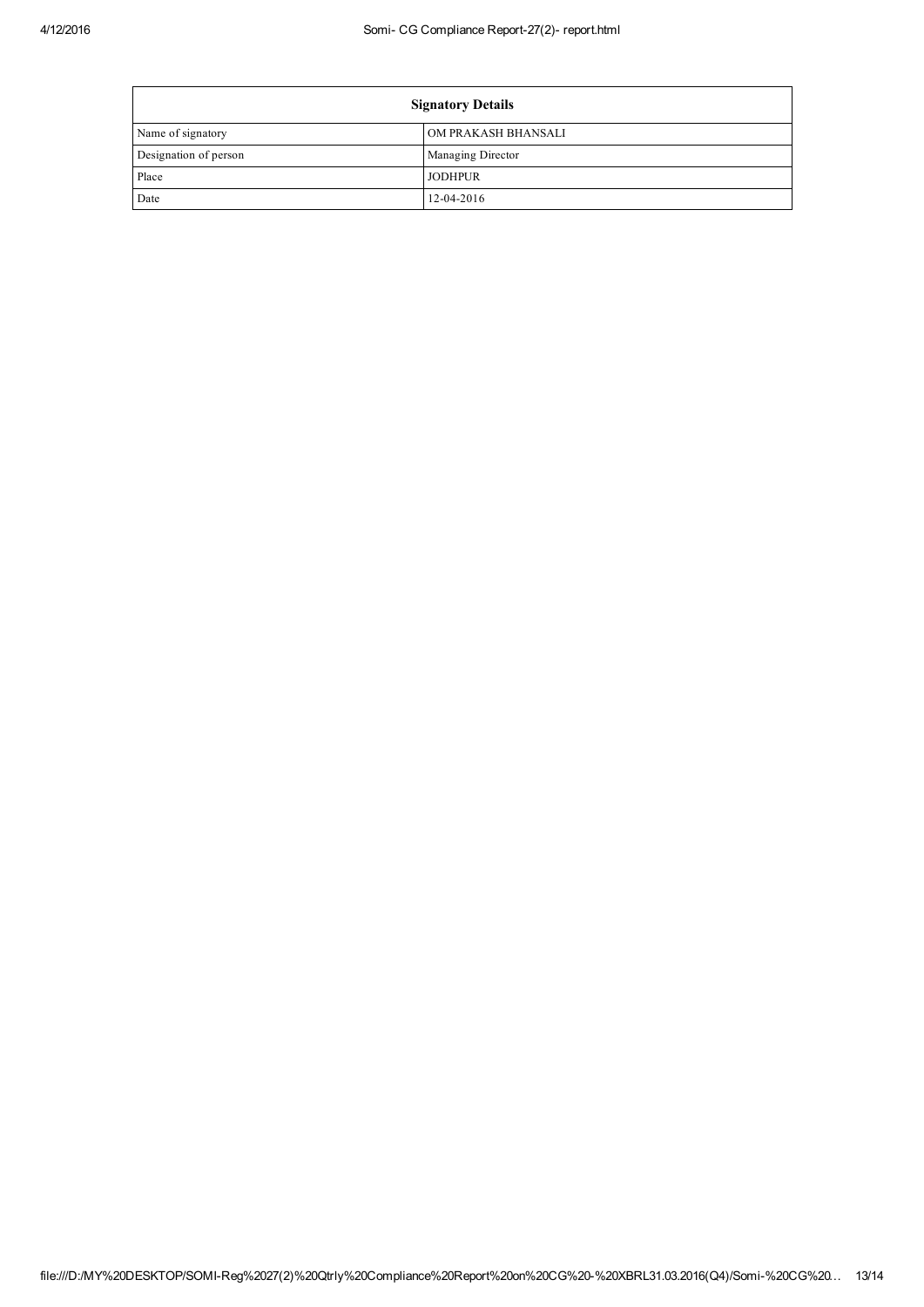| Signatory Details | |
|---|---|
| Name of signatory | OM PRAKASH BHANSALI |
| Designation of person | Managing Director |
| Place | JODHPUR |
| Date | 12-04-2016 |